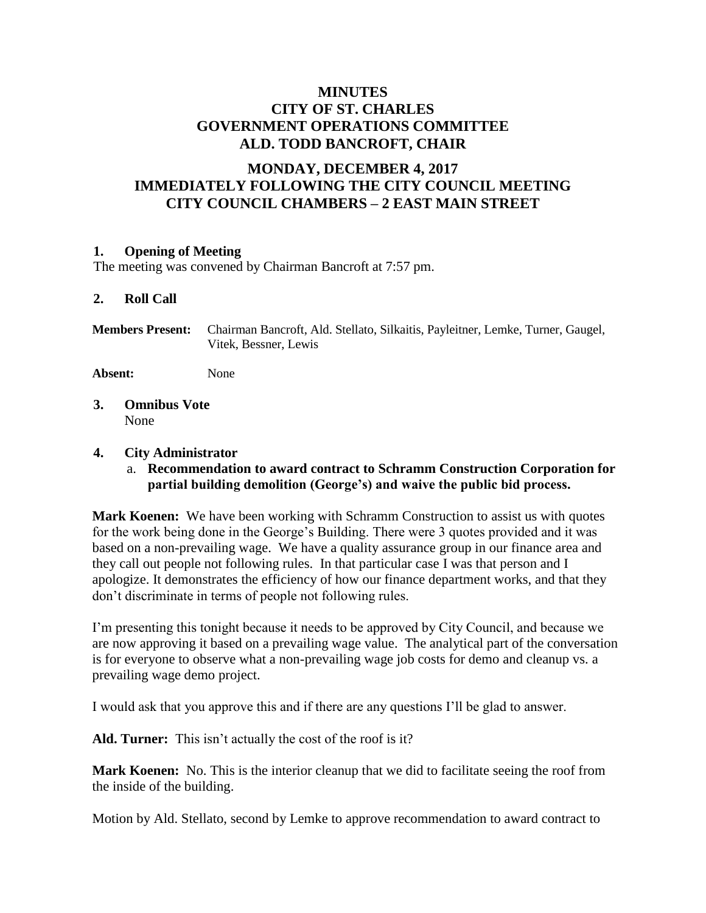# MINUTES
# CITY OF ST. CHARLES
# GOVERNMENT OPERATIONS COMMITTEE
# ALD. TODD BANCROFT, CHAIR

## MONDAY, DECEMBER 4, 2017
## IMMEDIATELY FOLLOWING THE CITY COUNCIL MEETING
## CITY COUNCIL CHAMBERS – 2 EAST MAIN STREET

### 1. Opening of Meeting

The meeting was convened by Chairman Bancroft at 7:57 pm.

### 2. Roll Call

**Members Present:** Chairman Bancroft, Ald. Stellato, Silkaitis, Payleitner, Lemke, Turner, Gaugel, Vitek, Bessner, Lewis

**Absent:** None

### 3. Omnibus Vote

None

### 4. City Administrator

a. **Recommendation to award contract to Schramm Construction Corporation for partial building demolition (George's) and waive the public bid process.**

**Mark Koenen:** We have been working with Schramm Construction to assist us with quotes for the work being done in the George's Building. There were 3 quotes provided and it was based on a non-prevailing wage. We have a quality assurance group in our finance area and they call out people not following rules. In that particular case I was that person and I apologize. It demonstrates the efficiency of how our finance department works, and that they don't discriminate in terms of people not following rules.

I'm presenting this tonight because it needs to be approved by City Council, and because we are now approving it based on a prevailing wage value. The analytical part of the conversation is for everyone to observe what a non-prevailing wage job costs for demo and cleanup vs. a prevailing wage demo project.

I would ask that you approve this and if there are any questions I'll be glad to answer.

**Ald. Turner:** This isn't actually the cost of the roof is it?

**Mark Koenen:** No. This is the interior cleanup that we did to facilitate seeing the roof from the inside of the building.

Motion by Ald. Stellato, second by Lemke to approve recommendation to award contract to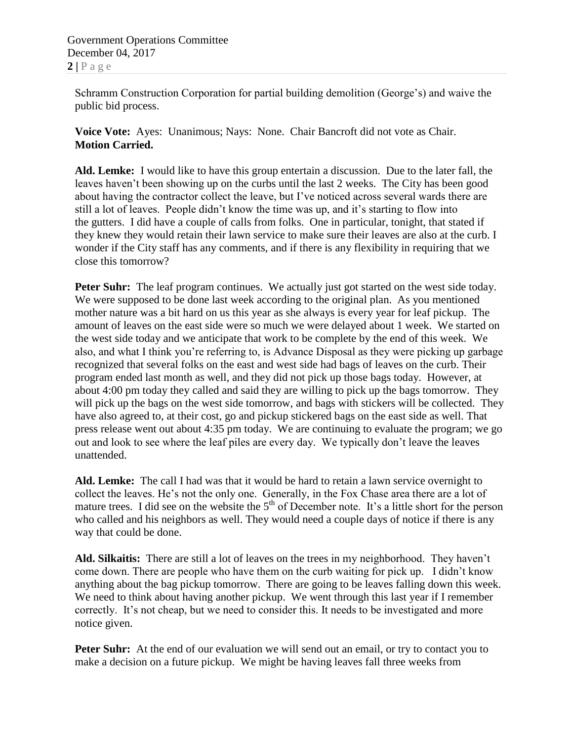Schramm Construction Corporation for partial building demolition (George's) and waive the public bid process.

**Voice Vote:** Ayes: Unanimous; Nays: None. Chair Bancroft did not vote as Chair.
**Motion Carried.**

**Ald. Lemke:** I would like to have this group entertain a discussion. Due to the later fall, the leaves haven't been showing up on the curbs until the last 2 weeks. The City has been good about having the contractor collect the leave, but I've noticed across several wards there are still a lot of leaves. People didn't know the time was up, and it's starting to flow into the gutters. I did have a couple of calls from folks. One in particular, tonight, that stated if they knew they would retain their lawn service to make sure their leaves are also at the curb. I wonder if the City staff has any comments, and if there is any flexibility in requiring that we close this tomorrow?

**Peter Suhr:** The leaf program continues. We actually just got started on the west side today. We were supposed to be done last week according to the original plan. As you mentioned mother nature was a bit hard on us this year as she always is every year for leaf pickup. The amount of leaves on the east side were so much we were delayed about 1 week. We started on the west side today and we anticipate that work to be complete by the end of this week. We also, and what I think you're referring to, is Advance Disposal as they were picking up garbage recognized that several folks on the east and west side had bags of leaves on the curb. Their program ended last month as well, and they did not pick up those bags today. However, at about 4:00 pm today they called and said they are willing to pick up the bags tomorrow. They will pick up the bags on the west side tomorrow, and bags with stickers will be collected. They have also agreed to, at their cost, go and pickup stickered bags on the east side as well. That press release went out about 4:35 pm today. We are continuing to evaluate the program; we go out and look to see where the leaf piles are every day. We typically don't leave the leaves unattended.

**Ald. Lemke:** The call I had was that it would be hard to retain a lawn service overnight to collect the leaves. He's not the only one. Generally, in the Fox Chase area there are a lot of mature trees. I did see on the website the 5th of December note. It's a little short for the person who called and his neighbors as well. They would need a couple days of notice if there is any way that could be done.

**Ald. Silkaitis:** There are still a lot of leaves on the trees in my neighborhood. They haven't come down. There are people who have them on the curb waiting for pick up. I didn't know anything about the bag pickup tomorrow. There are going to be leaves falling down this week. We need to think about having another pickup. We went through this last year if I remember correctly. It's not cheap, but we need to consider this. It needs to be investigated and more notice given.

**Peter Suhr:** At the end of our evaluation we will send out an email, or try to contact you to make a decision on a future pickup. We might be having leaves fall three weeks from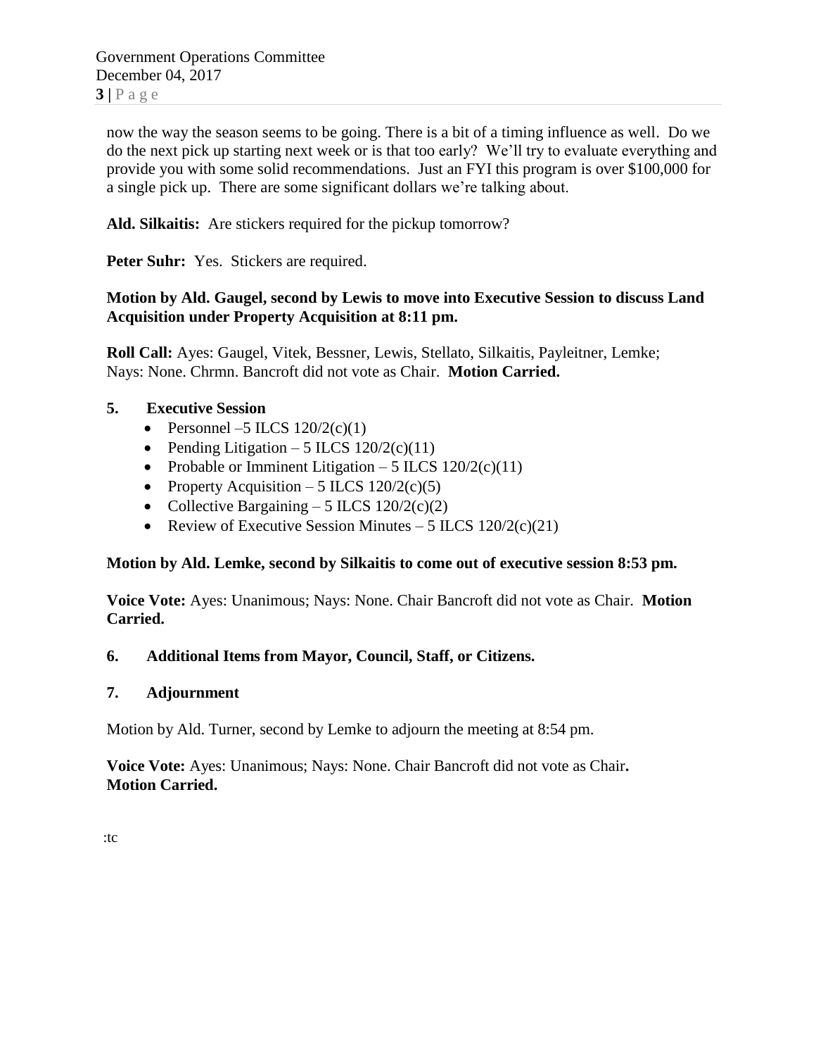now the way the season seems to be going. There is a bit of a timing influence as well. Do we do the next pick up starting next week or is that too early? We'll try to evaluate everything and provide you with some solid recommendations. Just an FYI this program is over $100,000 for a single pick up. There are some significant dollars we're talking about.

**Ald. Silkaitis:** Are stickers required for the pickup tomorrow?

**Peter Suhr:** Yes. Stickers are required.

**Motion by Ald. Gaugel, second by Lewis to move into Executive Session to discuss Land Acquisition under Property Acquisition at 8:11 pm.**

**Roll Call:** Ayes: Gaugel, Vitek, Bessner, Lewis, Stellato, Silkaitis, Payleitner, Lemke; Nays: None. Chrmn. Bancroft did not vote as Chair. **Motion Carried.**

**5. Executive Session**

- Personnel –5 ILCS 120/2(c)(1)
- Pending Litigation – 5 ILCS 120/2(c)(11)
- Probable or Imminent Litigation – 5 ILCS 120/2(c)(11)
- Property Acquisition – 5 ILCS 120/2(c)(5)
- Collective Bargaining – 5 ILCS 120/2(c)(2)
- Review of Executive Session Minutes – 5 ILCS 120/2(c)(21)

**Motion by Ald. Lemke, second by Silkaitis to come out of executive session 8:53 pm.**

**Voice Vote:** Ayes: Unanimous; Nays: None. Chair Bancroft did not vote as Chair. **Motion Carried.**

**6. Additional Items from Mayor, Council, Staff, or Citizens.**

**7. Adjournment**

Motion by Ald. Turner, second by Lemke to adjourn the meeting at 8:54 pm.

**Voice Vote:** Ayes: Unanimous; Nays: None. Chair Bancroft did not vote as Chair. **Motion Carried.**

:tc